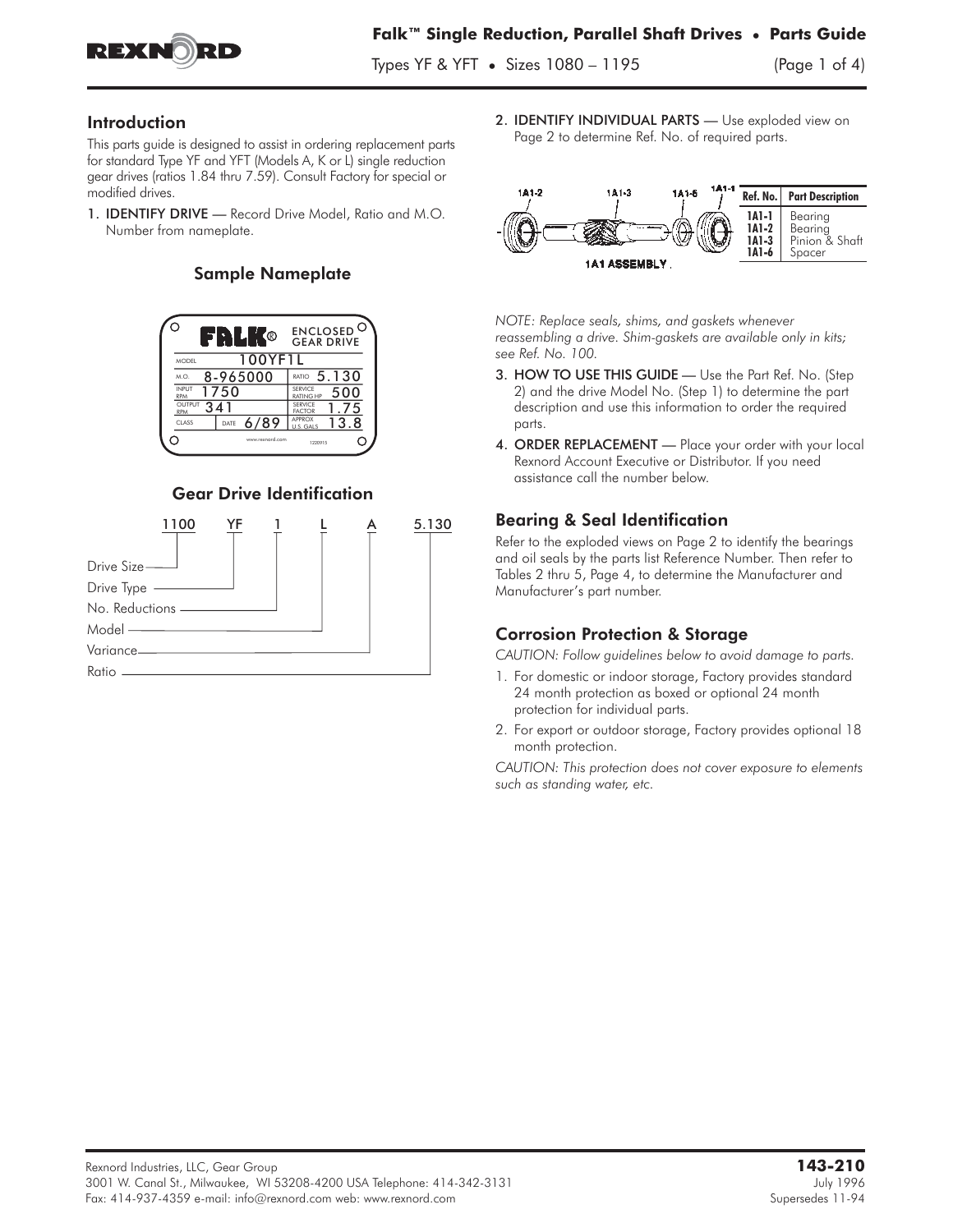# Falk™ Single Reduction, Parallel Shaft Drives • Parts Guide

Types YF & YFT • Sizes 1080 – 1195

## Introduction

This parts guide is designed to assist in ordering replacement parts for standard Type YF and YFT (Models A, K or L) single reduction gear drives (ratios 1.84 thru 7.59). Consult Factory for special or modified drives.

1. **IDENTIFY DRIVE** — Record Drive Model, Ratio and M.O. Number from nameplate.

### Sample Nameplate

| FALK® | ENCLOSED GEAR DRIVE |
|---|---|
| MODEL 100YF1L | |
| M.O. 8-965000 | RATIO 5.130 |
| INPUT RPM 1750 | SERVICE RATING HP 500 |
| OUTPUT RPM 341 | SERVICE FACTOR 1.75 |
| CLASS — DATE 6/89 | APPROX U.S. GALS 13.8 |

www.rexnord.com 1220915

### Gear Drive Identification

1100 YF 1 L A 5.130

- 1100 — Drive Size
- YF — Drive Type
- 1 — No. Reductions
- L — Model
- A — Variance
- 5.130 — Ratio

2. **IDENTIFY INDIVIDUAL PARTS** — Use exploded view on Page 2 to determine Ref. No. of required parts.

1A1 ASSEMBLY (1A1-2, 1A1-3, 1A1-6, 1A1-1)

| Ref. No. | Part Description |
|---|---|
| 1A1-1 | Bearing |
| 1A1-2 | Bearing |
| 1A1-3 | Pinion & Shaft |
| 1A1-6 | Spacer |

*NOTE: Replace seals, shims, and gaskets whenever reassembling a drive. Shim-gaskets are available only in kits; see Ref. No. 100.*

3. **HOW TO USE THIS GUIDE** — Use the Part Ref. No. (Step 2) and the drive Model No. (Step 1) to determine the part description and use this information to order the required parts.
4. **ORDER REPLACEMENT** — Place your order with your local Rexnord Account Executive or Distributor. If you need assistance call the number below.

## Bearing & Seal Identification

Refer to the exploded views on Page 2 to identify the bearings and oil seals by the parts list Reference Number. Then refer to Tables 2 thru 5, Page 4, to determine the Manufacturer and Manufacturer's part number.

## Corrosion Protection & Storage

*CAUTION: Follow guidelines below to avoid damage to parts.*

1. For domestic or indoor storage, Factory provides standard 24 month protection as boxed or optional 24 month protection for individual parts.
2. For export or outdoor storage, Factory provides optional 18 month protection.

*CAUTION: This protection does not cover exposure to elements such as standing water, etc.*

Rexnord Industries, LLC, Gear Group
3001 W. Canal St., Milwaukee, WI 53208-4200 USA Telephone: 414-342-3131
Fax: 414-937-4359 e-mail: info@rexnord.com web: www.rexnord.com

**143-210**
July 1996
Supersedes 11-94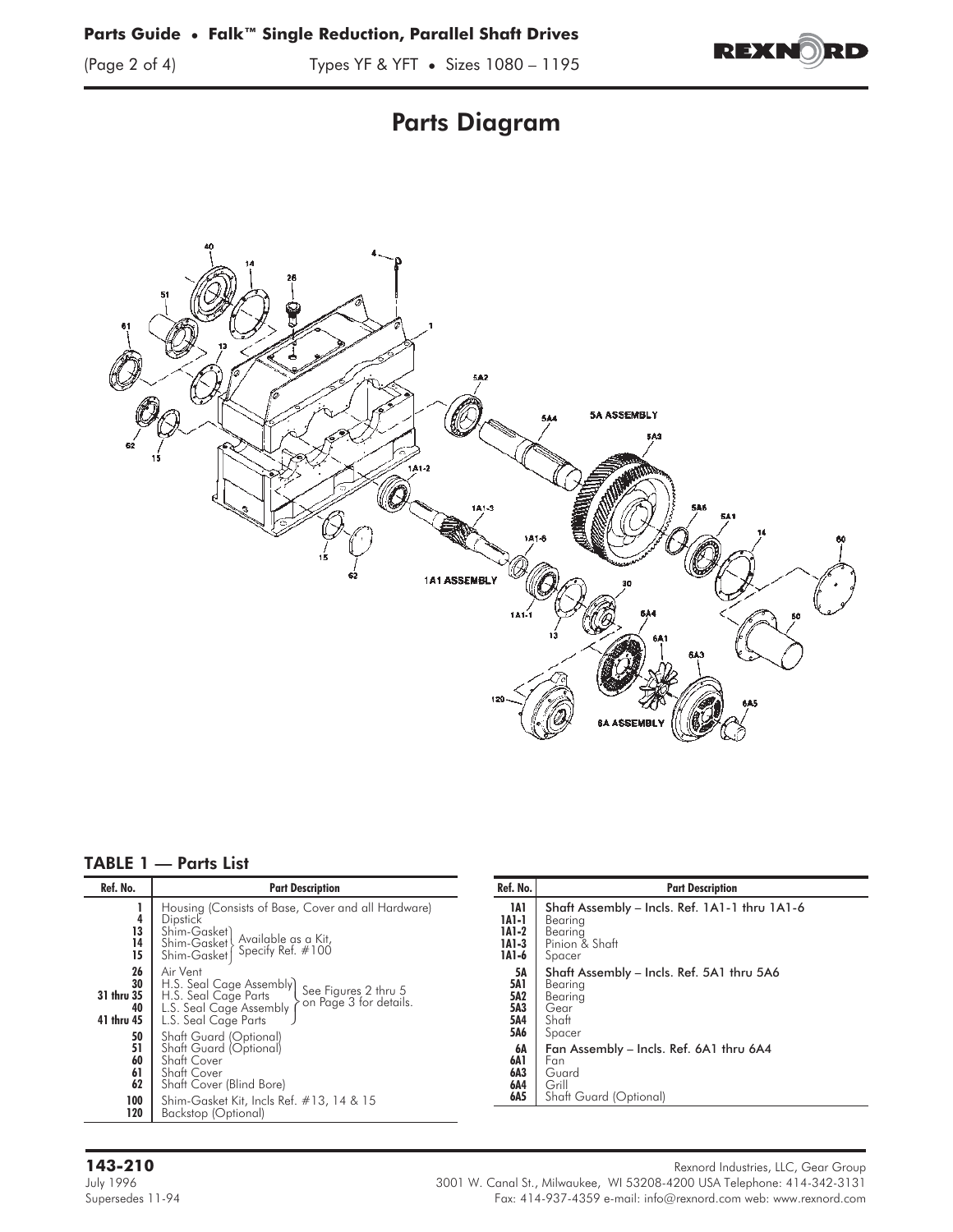# Parts Diagram

## TABLE 1 — Parts List

| Ref. No. | Part Description |
|---|---|
| 1 | Housing (Consists of Base, Cover and all Hardware) |
| 4 | Dipstick |
| 13 | Shim-Gasket — Available as a Kit, Specify Ref. #100 |
| 14 | Shim-Gasket — Available as a Kit, Specify Ref. #100 |
| 15 | Shim-Gasket — Available as a Kit, Specify Ref. #100 |
| 26 | Air Vent |
| 30 | H.S. Seal Cage Assembly — See Figures 2 thru 5 on Page 3 for details. |
| 31 thru 35 | H.S. Seal Cage Parts — See Figures 2 thru 5 on Page 3 for details. |
| 40 | L.S. Seal Cage Assembly — See Figures 2 thru 5 on Page 3 for details. |
| 41 thru 45 | L.S. Seal Cage Parts — See Figures 2 thru 5 on Page 3 for details. |
| 50 | Shaft Guard (Optional) |
| 51 | Shaft Guard (Optional) |
| 60 | Shaft Cover |
| 61 | Shaft Cover |
| 62 | Shaft Cover (Blind Bore) |
| 100 | Shim-Gasket Kit, Incls Ref. #13, 14 & 15 |
| 120 | Backstop (Optional) |
| 1A1 | Shaft Assembly – Incls. Ref. 1A1-1 thru 1A1-6 |
| 1A1-1 | Bearing |
| 1A1-2 | Bearing |
| 1A1-3 | Pinion & Shaft |
| 1A1-6 | Spacer |
| 5A | Shaft Assembly – Incls. Ref. 5A1 thru 5A6 |
| 5A1 | Bearing |
| 5A2 | Bearing |
| 5A3 | Gear |
| 5A4 | Shaft |
| 5A6 | Spacer |
| 6A | Fan Assembly – Incls. Ref. 6A1 thru 6A4 |
| 6A1 | Fan |
| 6A3 | Guard |
| 6A4 | Grill |
| 6A5 | Shaft Guard (Optional) |

**143-210**
July 1996
Supersedes 11-94

Rexnord Industries, LLC, Gear Group
3001 W. Canal St., Milwaukee, WI 53208-4200 USA Telephone: 414-342-3131
Fax: 414-937-4359 e-mail: info@rexnord.com web: www.rexnord.com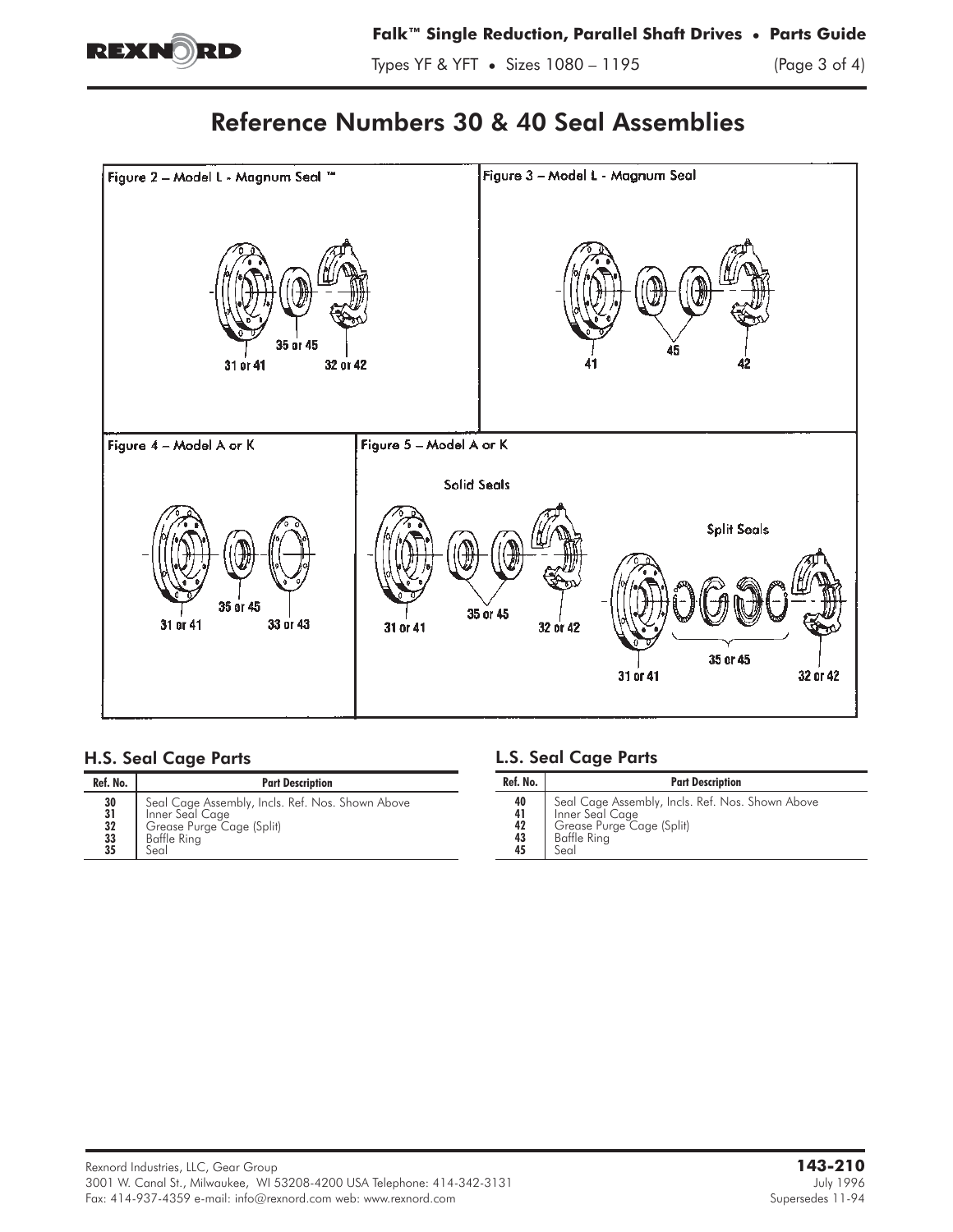# Reference Numbers 30 & 40 Seal Assemblies

Figure 2 – Model L - Magnum Seal ™

Figure 3 – Model L - Magnum Seal

Figure 4 – Model A or K

Figure 5 – Model A or K

## H.S. Seal Cage Parts

| Ref. No. | Part Description |
|---|---|
| 30 | Seal Cage Assembly, Incls. Ref. Nos. Shown Above |
| 31 | Inner Seal Cage |
| 32 | Grease Purge Cage (Split) |
| 33 | Baffle Ring |
| 35 | Seal |

## L.S. Seal Cage Parts

| Ref. No. | Part Description |
|---|---|
| 40 | Seal Cage Assembly, Incls. Ref. Nos. Shown Above |
| 41 | Inner Seal Cage |
| 42 | Grease Purge Cage (Split) |
| 43 | Baffle Ring |
| 45 | Seal |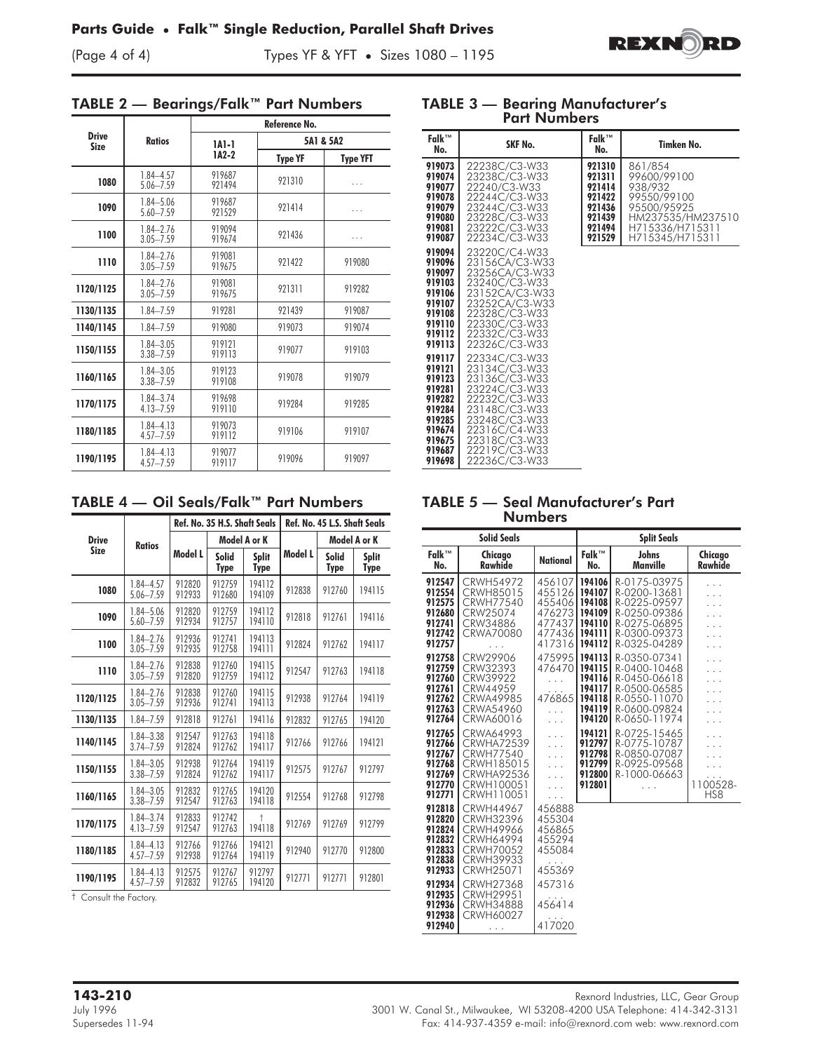## TABLE 2 — Bearings/Falk™ Part Numbers

| Drive Size | Ratios | Reference No. | | |
|---|---|---|---|---|
| | | 1A1-1 1A2-2 | 5A1 & 5A2 | |
| | | | Type YF | Type YFT |
| 1080 | 1.84–4.57<br>5.06–7.59 | 919687<br>921494 | 921310 | . . . |
| 1090 | 1.84–5.06<br>5.60–7.59 | 919687<br>921529 | 921414 | . . . |
| 1100 | 1.84–2.76<br>3.05–7.59 | 919094<br>919674 | 921436 | . . . |
| 1110 | 1.84–2.76<br>3.05–7.59 | 919081<br>919675 | 921422 | 919080 |
| 1120/1125 | 1.84–2.76<br>3.05–7.59 | 919081<br>919675 | 921311 | 919282 |
| 1130/1135 | 1.84–7.59 | 919281 | 921439 | 919087 |
| 1140/1145 | 1.84–7.59 | 919080 | 919073 | 919074 |
| 1150/1155 | 1.84–3.05<br>3.38–7.59 | 919121<br>919113 | 919077 | 919103 |
| 1160/1165 | 1.84–3.05<br>3.38–7.59 | 919123<br>919108 | 919078 | 919079 |
| 1170/1175 | 1.84–3.74<br>4.13–7.59 | 919698<br>919110 | 919284 | 919285 |
| 1180/1185 | 1.84–4.13<br>4.57–7.59 | 919073<br>919112 | 919106 | 919107 |
| 1190/1195 | 1.84–4.13<br>4.57–7.59 | 919077<br>919117 | 919096 | 919097 |

## TABLE 3 — Bearing Manufacturer's Part Numbers

| Falk™ No. | SKF No. |
|---|---|
| 919073 | 22238C/C3-W33 |
| 919074 | 23238C/C3-W33 |
| 919077 | 22240/C3-W33 |
| 919078 | 22244C/C3-W33 |
| 919079 | 23244C/C3-W33 |
| 919080 | 23228C/C3-W33 |
| 919081 | 23222C/C3-W33 |
| 919087 | 22234C/C3-W33 |
| 919094 | 23220C/C4-W33 |
| 919096 | 23156CA/C3-W33 |
| 919097 | 23256CA/C3-W33 |
| 919103 | 23240C/C3-W33 |
| 919106 | 23152CA/C3-W33 |
| 919107 | 23252CA/C3-W33 |
| 919108 | 22328C/C3-W33 |
| 919110 | 22330C/C3-W33 |
| 919112 | 22332C/C3-W33 |
| 919113 | 22326C/C3-W33 |
| 919117 | 22334C/C3-W33 |
| 919121 | 23134C/C3-W33 |
| 919123 | 23136C/C3-W33 |
| 919281 | 23224C/C3-W33 |
| 919282 | 22232C/C3-W33 |
| 919284 | 23148C/C3-W33 |
| 919285 | 23248C/C3-W33 |
| 919674 | 22316C/C4-W33 |
| 919675 | 22318C/C3-W33 |
| 919687 | 22219C/C3-W33 |
| 919698 | 22236C/C3-W33 |

| Falk™ No. | Timken No. |
|---|---|
| 921310 | 861/854 |
| 921311 | 99600/99100 |
| 921414 | 938/932 |
| 921422 | 99550/99100 |
| 921436 | 95500/95925 |
| 921439 | HM237535/HM237510 |
| 921494 | H715336/H715311 |
| 921529 | H715345/H715311 |

## TABLE 4 — Oil Seals/Falk™ Part Numbers

| Drive Size | Ratios | Ref. No. 35 H.S. Shaft Seals | | | Ref. No. 45 L.S. Shaft Seals | | |
|---|---|---|---|---|---|---|---|
| | | Model L | Model A or K | | Model L | Model A or K | |
| | | | Solid Type | Split Type | | Solid Type | Split Type |
| 1080 | 1.84–4.57<br>5.06–7.59 | 912820<br>912933 | 912759<br>912680 | 194112<br>194109 | 912838 | 912760 | 194115 |
| 1090 | 1.84–5.06<br>5.60–7.59 | 912820<br>912934 | 912759<br>912757 | 194112<br>194110 | 912818 | 912761 | 194116 |
| 1100 | 1.84–2.76<br>3.05–7.59 | 912936<br>912935 | 912741<br>912758 | 194113<br>194111 | 912824 | 912762 | 194117 |
| 1110 | 1.84–2.76<br>3.05–7.59 | 912838<br>912820 | 912760<br>912759 | 194115<br>194112 | 912547 | 912763 | 194118 |
| 1120/1125 | 1.84–2.76<br>3.05–7.59 | 912838<br>912936 | 912760<br>912741 | 194115<br>194113 | 912938 | 912764 | 194119 |
| 1130/1135 | 1.84–7.59 | 912818 | 912761 | 194116 | 912832 | 912765 | 194120 |
| 1140/1145 | 1.84–3.38<br>3.74–7.59 | 912547<br>912824 | 912763<br>912762 | 194118<br>194117 | 912766 | 912766 | 194121 |
| 1150/1155 | 1.84–3.05<br>3.38–7.59 | 912938<br>912824 | 912764<br>912762 | 194119<br>194117 | 912575 | 912767 | 912797 |
| 1160/1165 | 1.84–3.05<br>3.38–7.59 | 912832<br>912547 | 912765<br>912763 | 194120<br>194118 | 912554 | 912768 | 912798 |
| 1170/1175 | 1.84–3.74<br>4.13–7.59 | 912833<br>912547 | 912742<br>912763 | †<br>194118 | 912769 | 912769 | 912799 |
| 1180/1185 | 1.84–4.13<br>4.57–7.59 | 912766<br>912938 | 912766<br>912764 | 194121<br>194119 | 912940 | 912770 | 912800 |
| 1190/1195 | 1.84–4.13<br>4.57–7.59 | 912575<br>912832 | 912767<br>912765 | 912797<br>194120 | 912771 | 912771 | 912801 |

† Consult the Factory.

## TABLE 5 — Seal Manufacturer's Part Numbers

| Solid Seals | | |
|---|---|---|
| Falk™ No. | Chicago Rawhide | National |
| 912547 | CRWH54972 | 456107 |
| 912554 | CRWH85015 | 455126 |
| 912575 | CRWH77540 | 455406 |
| 912680 | CRW25074 | 476273 |
| 912741 | CRW34886 | 477437 |
| 912742 | CRWA70080 | 477436 |
| 912757 | . . . | 417316 |
| 912758 | CRW29906 | 475995 |
| 912759 | CRW32393 | 476470 |
| 912760 | CRW39922 | . . . |
| 912761 | CRW44959 | . . . |
| 912762 | CRWA49985 | 476865 |
| 912763 | CRWA54960 | . . . |
| 912764 | CRWA60016 | . . . |
| 912765 | CRWA64993 | . . . |
| 912766 | CRWHA72539 | . . . |
| 912767 | CRWH77540 | . . . |
| 912768 | CRWH185015 | . . . |
| 912769 | CRWHA92536 | . . . |
| 912770 | CRWH100051 | . . . |
| 912771 | CRWH110051 | . . . |
| 912818 | CRWH44967 | 456888 |
| 912820 | CRWH32396 | 455304 |
| 912824 | CRWH49966 | 456865 |
| 912832 | CRWH64994 | 455294 |
| 912833 | CRWH70052 | 455084 |
| 912838 | CRWH39933 | . . . |
| 912933 | CRWH25071 | 455369 |
| 912934 | CRWH27368 | 457316 |
| 912935 | CRWH29951 | . . . |
| 912936 | CRWH34888 | 456414 |
| 912938 | CRWH60027 | . . . |
| 912940 | . . . | 417020 |

| Split Seals | | |
|---|---|---|
| Falk™ No. | Johns Manville | Chicago Rawhide |
| 194106 | R-0175-03975 | . . . |
| 194107 | R-0200-13681 | . . . |
| 194108 | R-0225-09597 | . . . |
| 194109 | R-0250-09386 | . . . |
| 194110 | R-0275-06895 | . . . |
| 194111 | R-0300-09373 | . . . |
| 194112 | R-0325-04289 | . . . |
| 194113 | R-0350-07341 | . . . |
| 194115 | R-0400-10468 | . . . |
| 194116 | R-0450-06618 | . . . |
| 194117 | R-0500-06585 | . . . |
| 194118 | R-0550-11070 | . . . |
| 194119 | R-0600-09824 | . . . |
| 194120 | R-0650-11974 | . . . |
| 194121 | R-0725-15465 | . . . |
| 912797 | R-0775-10787 | . . . |
| 912798 | R-0850-07087 | . . . |
| 912799 | R-0925-09568 | . . . |
| 912800 | R-1000-06663 | . . . |
| 912801 | . . . | 1100528-HS8 |

**143-210**
July 1996
Supersedes 11-94

Rexnord Industries, LLC, Gear Group
3001 W. Canal St., Milwaukee, WI 53208-4200 USA Telephone: 414-342-3131
Fax: 414-937-4359 e-mail: info@rexnord.com web: www.rexnord.com